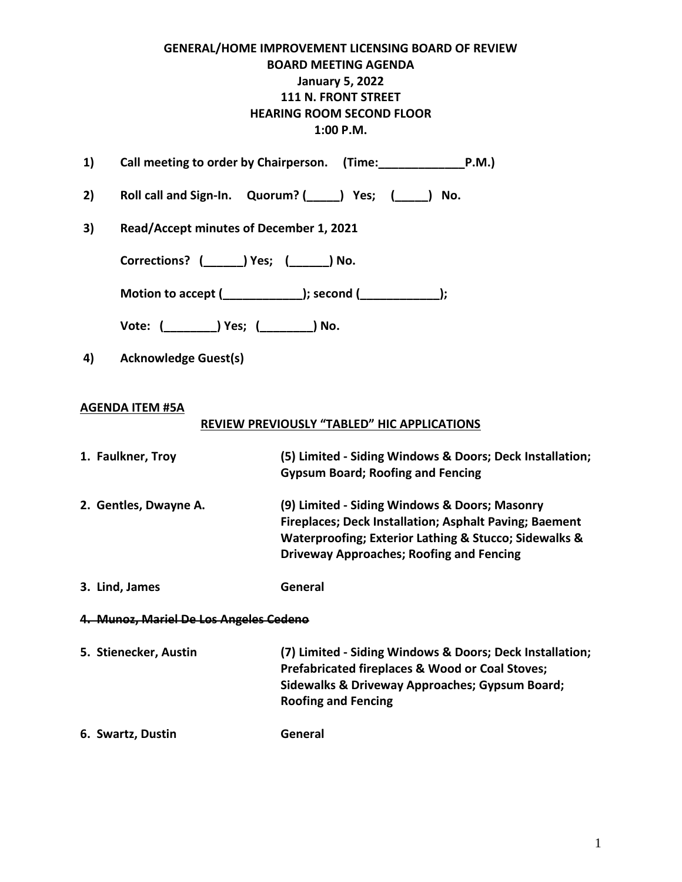# GENERAL/HOME IMPROVEMENT LICENSING BOARD OF REVIEW
## BOARD MEETING AGENDA
### January 5, 2022
### 111 N. FRONT STREET
### HEARING ROOM SECOND FLOOR
### 1:00 P.M.

1) **Call meeting to order by Chairperson. (Time:_____________P.M.)**

2) **Roll call and Sign-In. Quorum? (_____) Yes; (_____) No.**

3) **Read/Accept minutes of December 1, 2021**

   **Corrections? (______) Yes; (______) No.**

   **Motion to accept (____________); second (____________);**

   **Vote: (________) Yes; (________) No.**

4) **Acknowledge Guest(s)**

**AGENDA ITEM #5A**

**REVIEW PREVIOUSLY "TABLED" HIC APPLICATIONS**

| | |
|---|---|
| **1. Faulkner, Troy** | **(5) Limited - Siding Windows & Doors; Deck Installation; Gypsum Board; Roofing and Fencing** |
| **2. Gentles, Dwayne A.** | **(9) Limited - Siding Windows & Doors; Masonry Fireplaces; Deck Installation; Asphalt Paving; Baement Waterproofing; Exterior Lathing & Stucco; Sidewalks & Driveway Approaches; Roofing and Fencing** |
| **3. Lind, James** | **General** |
| ~~**4. Munoz, Mariel De Los Angeles Cedeno**~~ | |
| **5. Stienecker, Austin** | **(7) Limited - Siding Windows & Doors; Deck Installation; Prefabricated fireplaces & Wood or Coal Stoves; Sidewalks & Driveway Approaches; Gypsum Board; Roofing and Fencing** |
| **6. Swartz, Dustin** | **General** |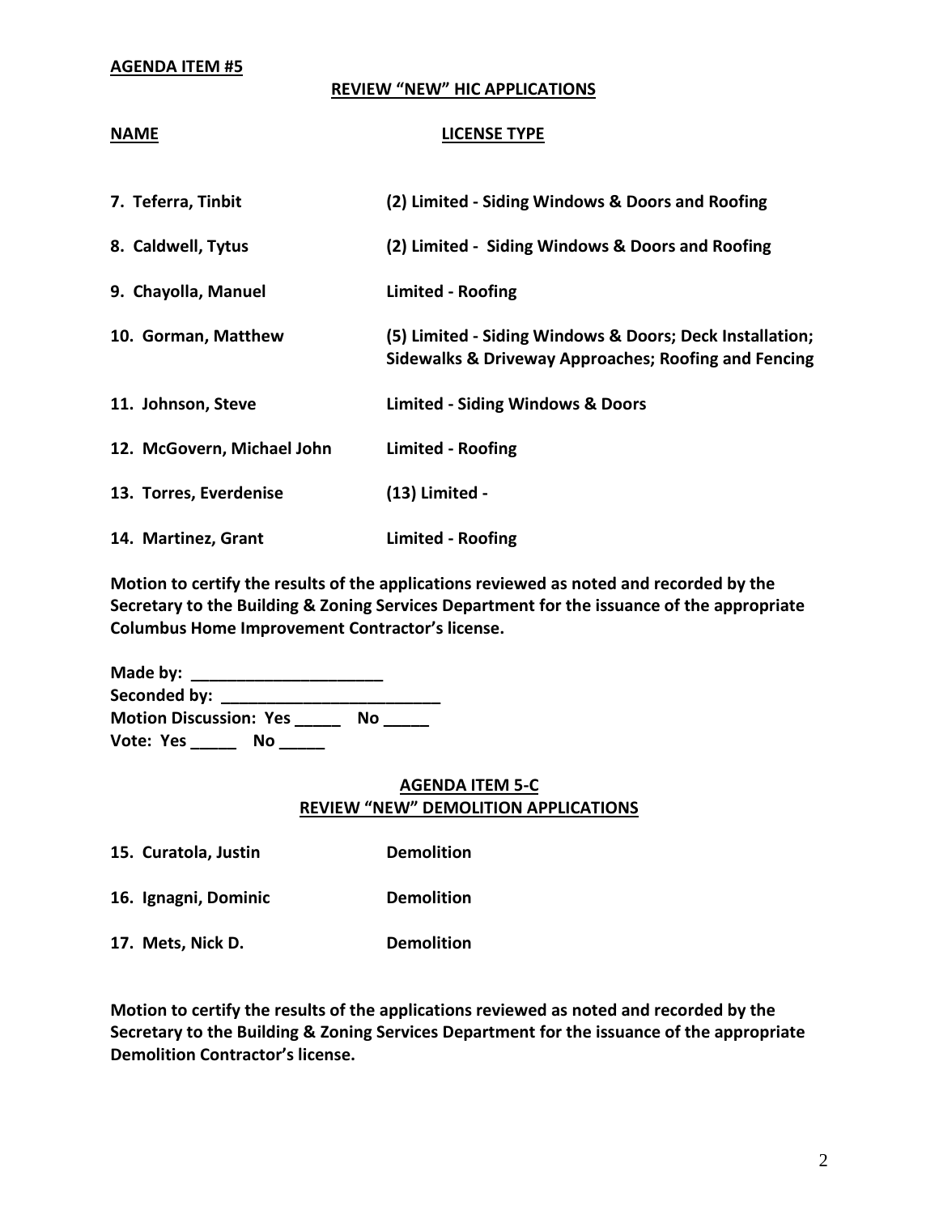**AGENDA ITEM #5**

## REVIEW "NEW" HIC APPLICATIONS

| NAME | LICENSE TYPE |
|---|---|
| 7. Teferra, Tinbit | (2) Limited - Siding Windows & Doors and Roofing |
| 8. Caldwell, Tytus | (2) Limited - Siding Windows & Doors and Roofing |
| 9. Chayolla, Manuel | Limited - Roofing |
| 10. Gorman, Matthew | (5) Limited - Siding Windows & Doors; Deck Installation; Sidewalks & Driveway Approaches; Roofing and Fencing |
| 11. Johnson, Steve | Limited - Siding Windows & Doors |
| 12. McGovern, Michael John | Limited - Roofing |
| 13. Torres, Everdenise | (13) Limited - |
| 14. Martinez, Grant | Limited - Roofing |

**Motion to certify the results of the applications reviewed as noted and recorded by the Secretary to the Building & Zoning Services Department for the issuance of the appropriate Columbus Home Improvement Contractor's license.**

**Made by: _____________________**
**Seconded by: ________________________**
**Motion Discussion: Yes _____ No _____**
**Vote: Yes _____ No _____**

## AGENDA ITEM 5-C
## REVIEW "NEW" DEMOLITION APPLICATIONS

| | |
|---|---|
| 15. Curatola, Justin | Demolition |
| 16. Ignagni, Dominic | Demolition |
| 17. Mets, Nick D. | Demolition |

**Motion to certify the results of the applications reviewed as noted and recorded by the Secretary to the Building & Zoning Services Department for the issuance of the appropriate Demolition Contractor's license.**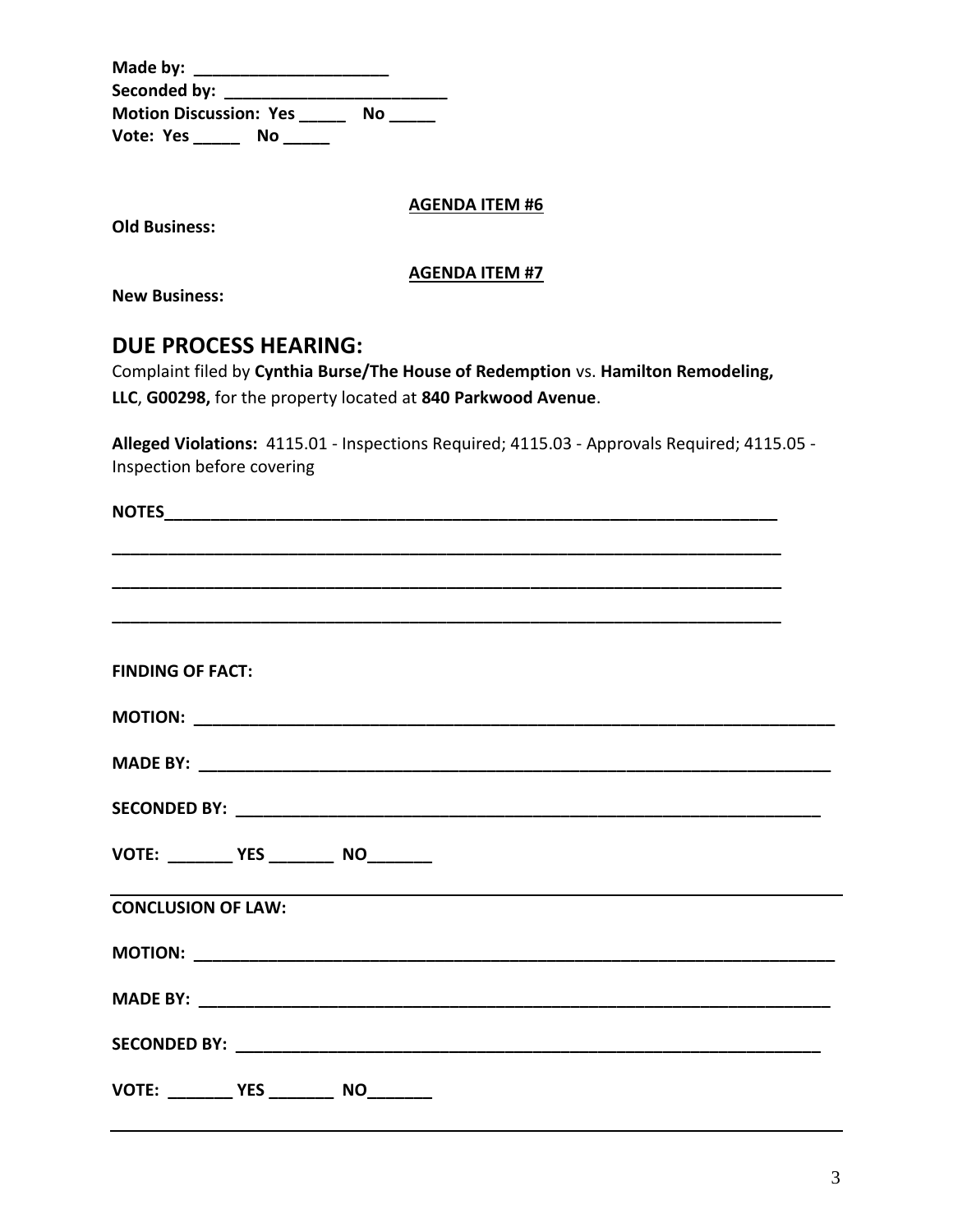**Made by:** _____________________
**Seconded by:** ________________________
**Motion Discussion: Yes** _____ **No** _____
**Vote: Yes** _____ **No** _____

**AGENDA ITEM #6**

**Old Business:**

**AGENDA ITEM #7**

**New Business:**

## DUE PROCESS HEARING:

Complaint filed by **Cynthia Burse/The House of Redemption** vs. **Hamilton Remodeling, LLC**, **G00298,** for the property located at **840 Parkwood Avenue**.

**Alleged Violations:** 4115.01 - Inspections Required; 4115.03 - Approvals Required; 4115.05 - Inspection before covering

**NOTES**____________________________________________________________________

______________________________________________________________________________

______________________________________________________________________________

______________________________________________________________________________

**FINDING OF FACT:**

**MOTION:** _____________________________________________________________________

**MADE BY:** ____________________________________________________________________

**SECONDED BY:** ________________________________________________________________

**VOTE:** _______ **YES** _______ **NO**_______

---

**CONCLUSION OF LAW:**

**MOTION:** _____________________________________________________________________

**MADE BY:** ____________________________________________________________________

**SECONDED BY:** ________________________________________________________________

**VOTE:** _______ **YES** _______ **NO**_______

---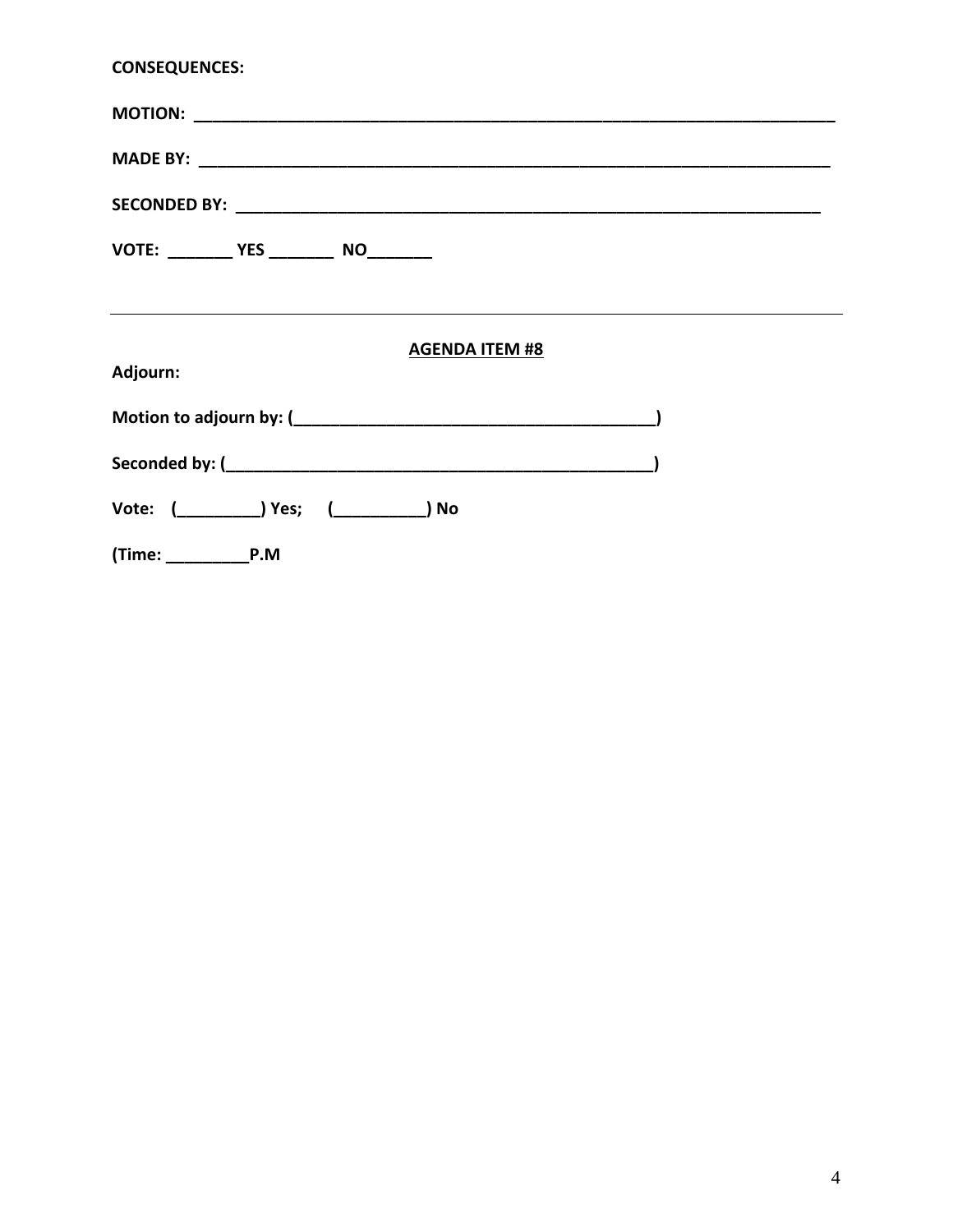**CONSEQUENCES:**

**MOTION:** ______________________________________________________________________

**MADE BY:** ______________________________________________________________________

**SECONDED BY:** _________________________________________________________________

**VOTE:** _______ **YES** _______ **NO**_______

---

**AGENDA ITEM #8**

**Adjourn:**

**Motion to adjourn by: (_______________________________________)**

**Seconded by: (_______________________________________________)**

**Vote: (_________) Yes; (__________) No**

**(Time: _________P.M**